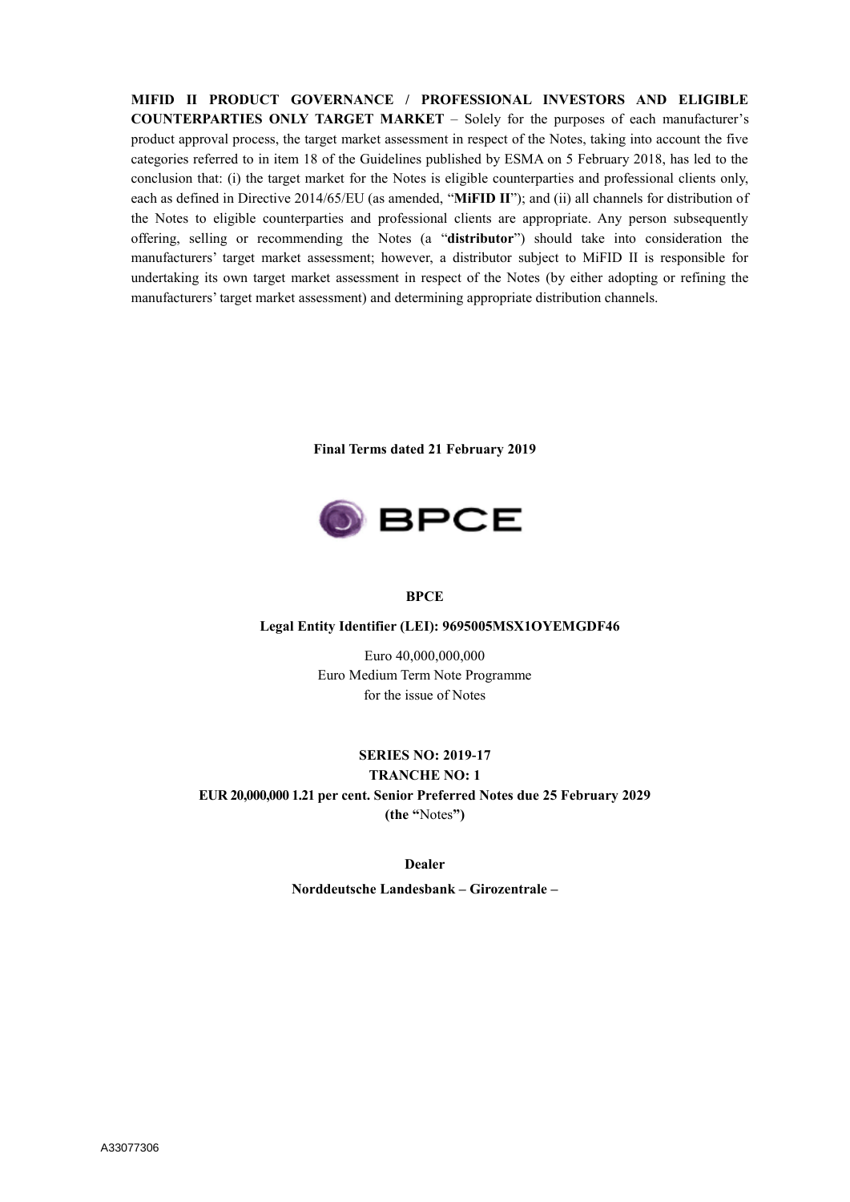**MIFID II PRODUCT GOVERNANCE / PROFESSIONAL INVESTORS AND ELIGIBLE COUNTERPARTIES ONLY TARGET MARKET** – Solely for the purposes of each manufacturer's product approval process, the target market assessment in respect of the Notes, taking into account the five categories referred to in item 18 of the Guidelines published by ESMA on 5 February 2018, has led to the conclusion that: (i) the target market for the Notes is eligible counterparties and professional clients only, each as defined in Directive 2014/65/EU (as amended, "**MiFID II**"); and (ii) all channels for distribution of the Notes to eligible counterparties and professional clients are appropriate. Any person subsequently offering, selling or recommending the Notes (a "**distributor**") should take into consideration the manufacturers' target market assessment; however, a distributor subject to MiFID II is responsible for undertaking its own target market assessment in respect of the Notes (by either adopting or refining the manufacturers' target market assessment) and determining appropriate distribution channels.

**Final Terms dated 21 February 2019**

BPCE

**BPCE**

**Legal Entity Identifier (LEI): 9695005MSX1OYEMGDF46**

Euro 40,000,000,000
Euro Medium Term Note Programme
for the issue of Notes

**SERIES NO: 2019-17**

**TRANCHE NO: 1**

**EUR 20,000,000 1.21 per cent. Senior Preferred Notes due 25 February 2029**

**(the "**Notes**")**

**Dealer**

**Norddeutsche Landesbank – Girozentrale –**

A33077306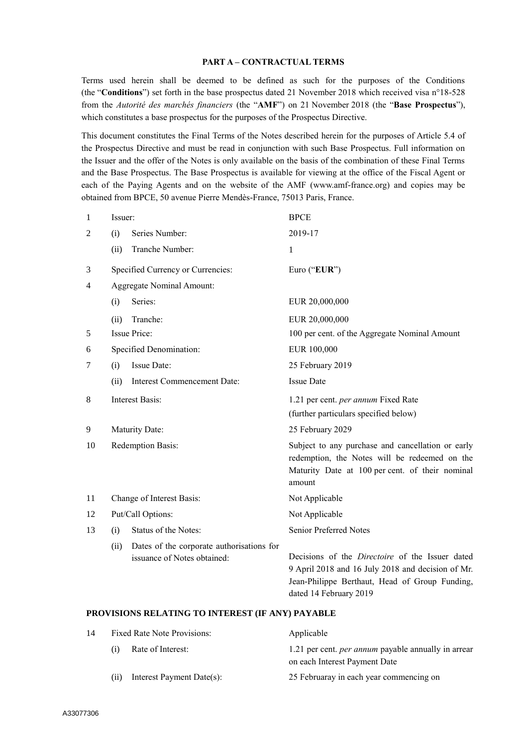## PART A – CONTRACTUAL TERMS

Terms used herein shall be deemed to be defined as such for the purposes of the Conditions (the "**Conditions**") set forth in the base prospectus dated 21 November 2018 which received visa n°18-528 from the *Autorité des marchés financiers* (the "**AMF**") on 21 November 2018 (the "**Base Prospectus**"), which constitutes a base prospectus for the purposes of the Prospectus Directive.

This document constitutes the Final Terms of the Notes described herein for the purposes of Article 5.4 of the Prospectus Directive and must be read in conjunction with such Base Prospectus. Full information on the Issuer and the offer of the Notes is only available on the basis of the combination of these Final Terms and the Base Prospectus. The Base Prospectus is available for viewing at the office of the Fiscal Agent or each of the Paying Agents and on the website of the AMF (www.amf-france.org) and copies may be obtained from BPCE, 50 avenue Pierre Mendès-France, 75013 Paris, France.

| | | |
|---|---|---|
| 1 | Issuer: | BPCE |
| 2 | (i) Series Number: | 2019-17 |
| | (ii) Tranche Number: | 1 |
| 3 | Specified Currency or Currencies: | Euro ("**EUR**") |
| 4 | Aggregate Nominal Amount: | |
| | (i) Series: | EUR 20,000,000 |
| | (ii) Tranche: | EUR 20,000,000 |
| 5 | Issue Price: | 100 per cent. of the Aggregate Nominal Amount |
| 6 | Specified Denomination: | EUR 100,000 |
| 7 | (i) Issue Date: | 25 February 2019 |
| | (ii) Interest Commencement Date: | Issue Date |
| 8 | Interest Basis: | 1.21 per cent. *per annum* Fixed Rate<br>(further particulars specified below) |
| 9 | Maturity Date: | 25 February 2029 |
| 10 | Redemption Basis: | Subject to any purchase and cancellation or early redemption, the Notes will be redeemed on the Maturity Date at 100 per cent. of their nominal amount |
| 11 | Change of Interest Basis: | Not Applicable |
| 12 | Put/Call Options: | Not Applicable |
| 13 | (i) Status of the Notes: | Senior Preferred Notes |
| | (ii) Dates of the corporate authorisations for issuance of Notes obtained: | Decisions of the *Directoire* of the Issuer dated 9 April 2018 and 16 July 2018 and decision of Mr. Jean-Philippe Berthaut, Head of Group Funding, dated 14 February 2019 |

### PROVISIONS RELATING TO INTEREST (IF ANY) PAYABLE

| | | |
|---|---|---|
| 14 | Fixed Rate Note Provisions: | Applicable |
| | (i) Rate of Interest: | 1.21 per cent. *per annum* payable annually in arrear on each Interest Payment Date |
| | (ii) Interest Payment Date(s): | 25 Februaray in each year commencing on |

A33077306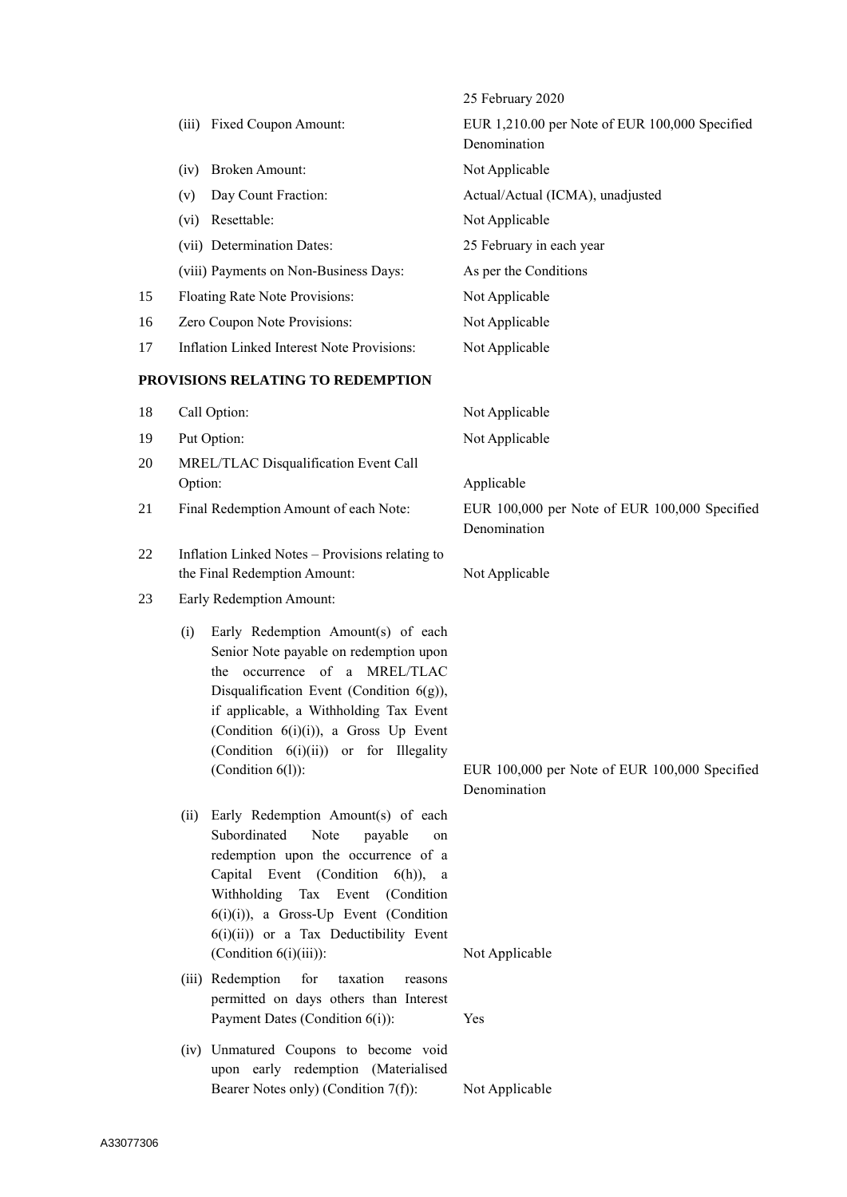| | | |
|---|---|---|
| | | 25 February 2020 |
| | (iii) Fixed Coupon Amount: | EUR 1,210.00 per Note of EUR 100,000 Specified Denomination |
| | (iv) Broken Amount: | Not Applicable |
| | (v) Day Count Fraction: | Actual/Actual (ICMA), unadjusted |
| | (vi) Resettable: | Not Applicable |
| | (vii) Determination Dates: | 25 February in each year |
| | (viii) Payments on Non-Business Days: | As per the Conditions |
| 15 | Floating Rate Note Provisions: | Not Applicable |
| 16 | Zero Coupon Note Provisions: | Not Applicable |
| 17 | Inflation Linked Interest Note Provisions: | Not Applicable |

**PROVISIONS RELATING TO REDEMPTION**

| | | |
|---|---|---|
| 18 | Call Option: | Not Applicable |
| 19 | Put Option: | Not Applicable |
| 20 | MREL/TLAC Disqualification Event Call Option: | Applicable |
| 21 | Final Redemption Amount of each Note: | EUR 100,000 per Note of EUR 100,000 Specified Denomination |
| 22 | Inflation Linked Notes – Provisions relating to the Final Redemption Amount: | Not Applicable |
| 23 | Early Redemption Amount: | |
| | (i) Early Redemption Amount(s) of each Senior Note payable on redemption upon the occurrence of a MREL/TLAC Disqualification Event (Condition 6(g)), if applicable, a Withholding Tax Event (Condition 6(i)(i)), a Gross Up Event (Condition 6(i)(ii)) or for Illegality (Condition 6(l)): | EUR 100,000 per Note of EUR 100,000 Specified Denomination |
| | (ii) Early Redemption Amount(s) of each Subordinated Note payable on redemption upon the occurrence of a Capital Event (Condition 6(h)), a Withholding Tax Event (Condition 6(i)(i)), a Gross-Up Event (Condition 6(i)(ii)) or a Tax Deductibility Event (Condition 6(i)(iii)): | Not Applicable |
| | (iii) Redemption for taxation reasons permitted on days others than Interest Payment Dates (Condition 6(i)): | Yes |
| | (iv) Unmatured Coupons to become void upon early redemption (Materialised Bearer Notes only) (Condition 7(f)): | Not Applicable |

A33077306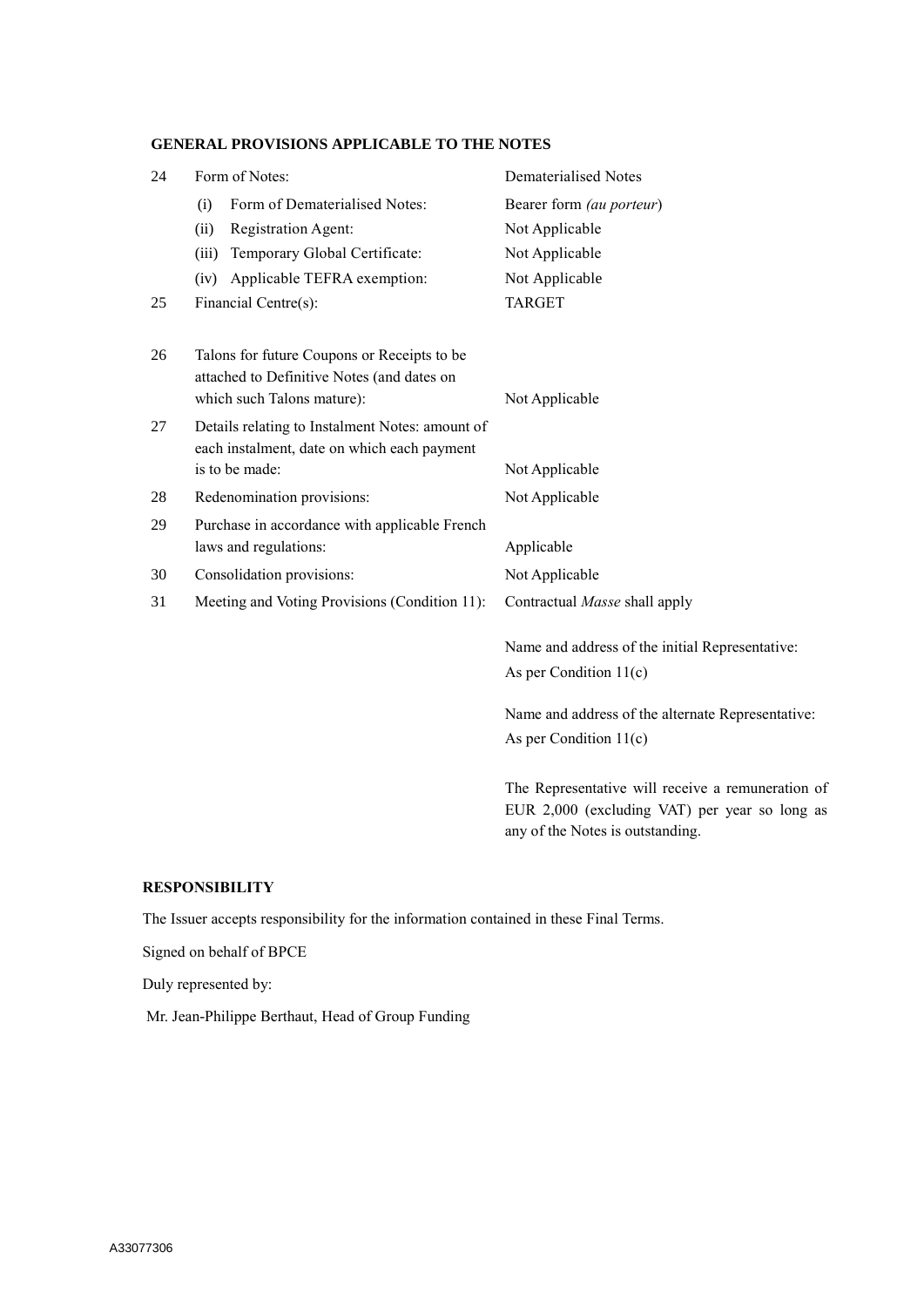**GENERAL PROVISIONS APPLICABLE TO THE NOTES**

| | | |
|---|---|---|
| 24 | Form of Notes: | Dematerialised Notes |
| | (i) Form of Dematerialised Notes: | Bearer form *(au porteur)* |
| | (ii) Registration Agent: | Not Applicable |
| | (iii) Temporary Global Certificate: | Not Applicable |
| | (iv) Applicable TEFRA exemption: | Not Applicable |
| 25 | Financial Centre(s): | TARGET |
| 26 | Talons for future Coupons or Receipts to be attached to Definitive Notes (and dates on which such Talons mature): | Not Applicable |
| 27 | Details relating to Instalment Notes: amount of each instalment, date on which each payment is to be made: | Not Applicable |
| 28 | Redenomination provisions: | Not Applicable |
| 29 | Purchase in accordance with applicable French laws and regulations: | Applicable |
| 30 | Consolidation provisions: | Not Applicable |
| 31 | Meeting and Voting Provisions (Condition 11): | Contractual *Masse* shall apply<br><br>Name and address of the initial Representative: As per Condition 11(c)<br><br>Name and address of the alternate Representative: As per Condition 11(c)<br><br>The Representative will receive a remuneration of EUR 2,000 (excluding VAT) per year so long as any of the Notes is outstanding. |

**RESPONSIBILITY**

The Issuer accepts responsibility for the information contained in these Final Terms.

Signed on behalf of BPCE

Duly represented by:

Mr. Jean-Philippe Berthaut, Head of Group Funding

A33077306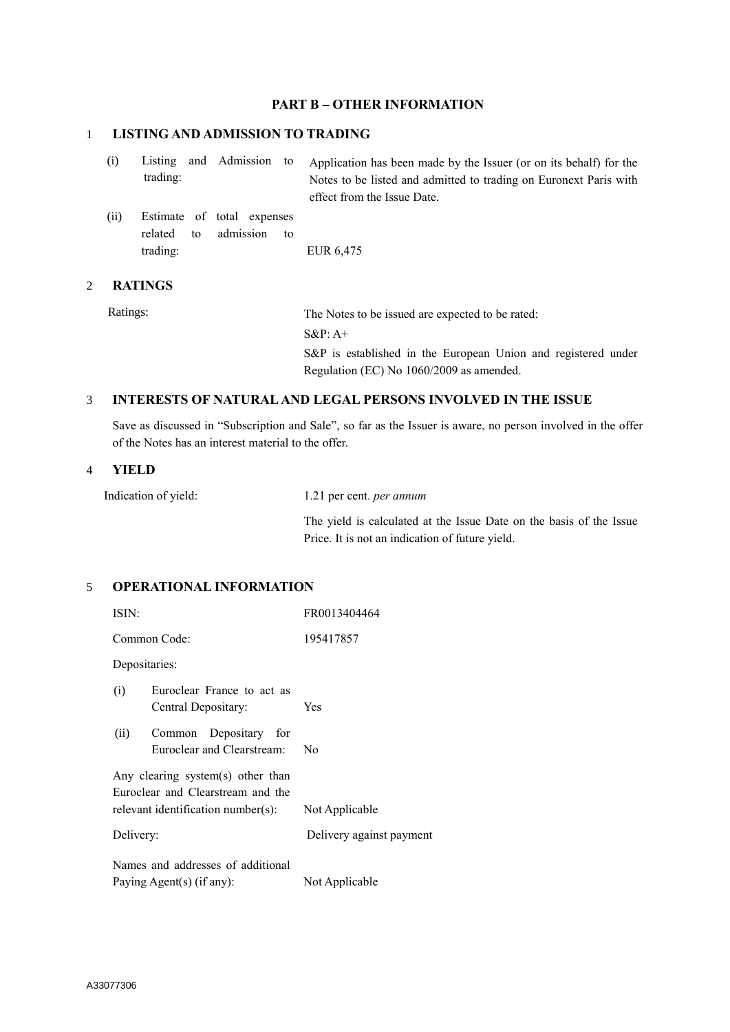# PART B – OTHER INFORMATION

## 1 LISTING AND ADMISSION TO TRADING

| | |
|---|---|
| (i) Listing and Admission to trading: | Application has been made by the Issuer (or on its behalf) for the Notes to be listed and admitted to trading on Euronext Paris with effect from the Issue Date. |
| (ii) Estimate of total expenses related to admission to trading: | EUR 6,475 |

## 2 RATINGS

| | |
|---|---|
| Ratings: | The Notes to be issued are expected to be rated:<br>S&P: A+<br>S&P is established in the European Union and registered under Regulation (EC) No 1060/2009 as amended. |

## 3 INTERESTS OF NATURAL AND LEGAL PERSONS INVOLVED IN THE ISSUE

Save as discussed in "Subscription and Sale", so far as the Issuer is aware, no person involved in the offer of the Notes has an interest material to the offer.

## 4 YIELD

| | |
|---|---|
| Indication of yield: | 1.21 per cent. *per annum*<br>The yield is calculated at the Issue Date on the basis of the Issue Price. It is not an indication of future yield. |

## 5 OPERATIONAL INFORMATION

| | |
|---|---|
| ISIN: | FR0013404464 |
| Common Code: | 195417857 |
| Depositaries: | |
| (i) Euroclear France to act as Central Depositary: | Yes |
| (ii) Common Depositary for Euroclear and Clearstream: | No |
| Any clearing system(s) other than Euroclear and Clearstream and the relevant identification number(s): | Not Applicable |
| Delivery: | Delivery against payment |
| Names and addresses of additional Paying Agent(s) (if any): | Not Applicable |

A33077306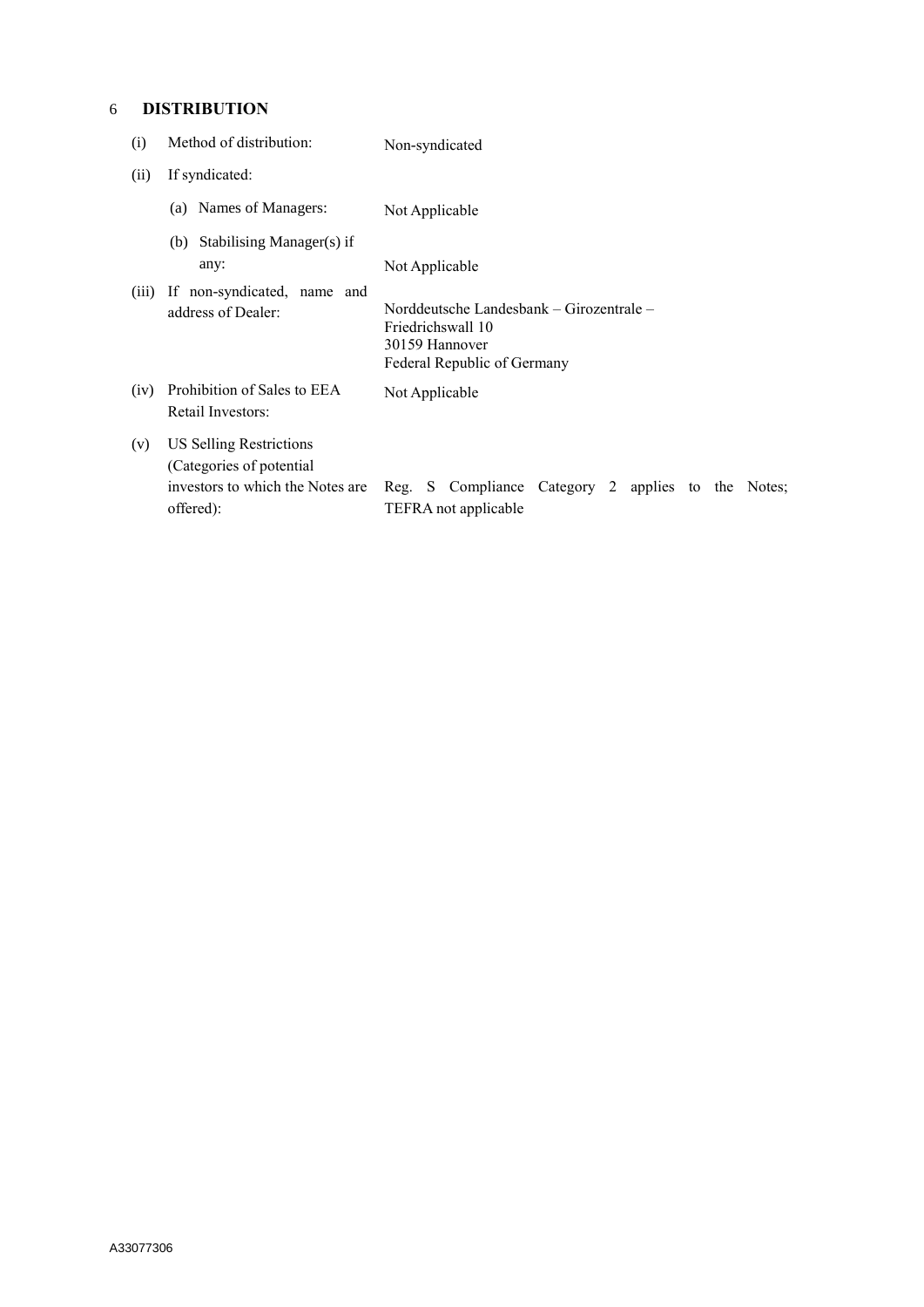## 6 DISTRIBUTION

| | | |
|---|---|---|
| (i) | Method of distribution: | Non-syndicated |
| (ii) | If syndicated: | |
| | (a) Names of Managers: | Not Applicable |
| | (b) Stabilising Manager(s) if any: | Not Applicable |
| (iii) | If non-syndicated, name and address of Dealer: | Norddeutsche Landesbank – Girozentrale –<br>Friedrichswall 10<br>30159 Hannover<br>Federal Republic of Germany |
| (iv) | Prohibition of Sales to EEA Retail Investors: | Not Applicable |
| (v) | US Selling Restrictions (Categories of potential investors to which the Notes are offered): | Reg. S Compliance Category 2 applies to the Notes; TEFRA not applicable |

A33077306